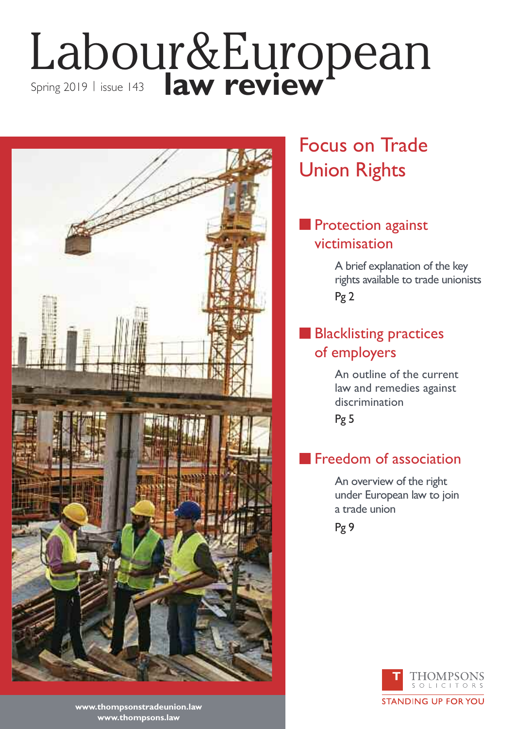# Labour&European law review

Spring 2019 | issue 143

## Focus on Trade Union Rights

### Protection against victimisation

A brief explanation of the key rights available to trade unionists

Pg 2

### Blacklisting practices of employers

An outline of the current law and remedies against discrimination

Pg 5

### Freedom of association

An overview of the right under European law to join a trade union

Pg 9

www.thompsonstradeunion.law
www.thompsons.law

THOMPSONS SOLICITORS

STANDING UP FOR YOU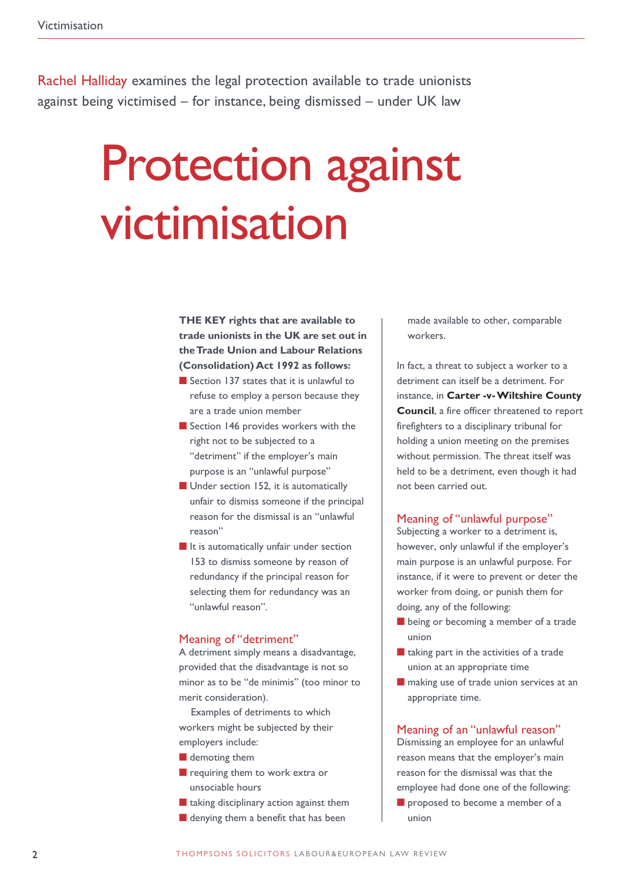Rachel Halliday examines the legal protection available to trade unionists against being victimised – for instance, being dismissed – under UK law

# Protection against victimisation

**THE KEY rights that are available to trade unionists in the UK are set out in the Trade Union and Labour Relations (Consolidation) Act 1992 as follows:**

- Section 137 states that it is unlawful to refuse to employ a person because they are a trade union member
- Section 146 provides workers with the right not to be subjected to a "detriment" if the employer's main purpose is an "unlawful purpose"
- Under section 152, it is automatically unfair to dismiss someone if the principal reason for the dismissal is an "unlawful reason"
- It is automatically unfair under section 153 to dismiss someone by reason of redundancy if the principal reason for selecting them for redundancy was an "unlawful reason".

## Meaning of "detriment"

A detriment simply means a disadvantage, provided that the disadvantage is not so minor as to be "de minimis" (too minor to merit consideration).

Examples of detriments to which workers might be subjected by their employers include:

- demoting them
- requiring them to work extra or unsociable hours
- taking disciplinary action against them
- denying them a benefit that has been made available to other, comparable workers.

In fact, a threat to subject a worker to a detriment can itself be a detriment. For instance, in **Carter -v- Wiltshire County Council**, a fire officer threatened to report firefighters to a disciplinary tribunal for holding a union meeting on the premises without permission. The threat itself was held to be a detriment, even though it had not been carried out.

## Meaning of "unlawful purpose"

Subjecting a worker to a detriment is, however, only unlawful if the employer's main purpose is an unlawful purpose. For instance, if it were to prevent or deter the worker from doing, or punish them for doing, any of the following:

- being or becoming a member of a trade union
- taking part in the activities of a trade union at an appropriate time
- making use of trade union services at an appropriate time.

## Meaning of an "unlawful reason"

Dismissing an employee for an unlawful reason means that the employer's main reason for the dismissal was that the employee had done one of the following:

- proposed to become a member of a union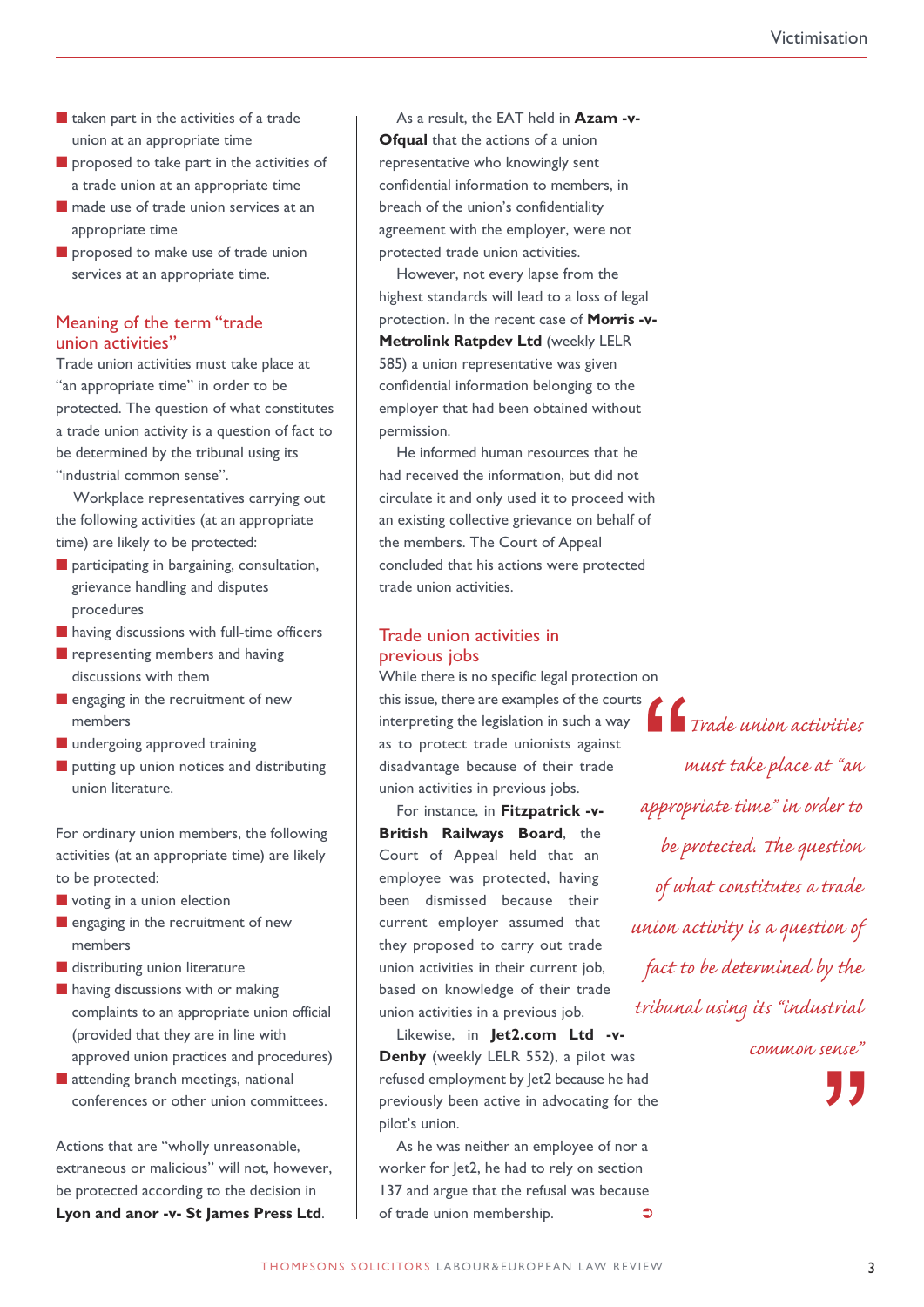- taken part in the activities of a trade union at an appropriate time
- proposed to take part in the activities of a trade union at an appropriate time
- made use of trade union services at an appropriate time
- proposed to make use of trade union services at an appropriate time.

## Meaning of the term "trade union activities"

Trade union activities must take place at "an appropriate time" in order to be protected. The question of what constitutes a trade union activity is a question of fact to be determined by the tribunal using its "industrial common sense".

Workplace representatives carrying out the following activities (at an appropriate time) are likely to be protected:

- participating in bargaining, consultation, grievance handling and disputes procedures
- having discussions with full-time officers
- representing members and having discussions with them
- engaging in the recruitment of new members
- undergoing approved training
- putting up union notices and distributing union literature.

For ordinary union members, the following activities (at an appropriate time) are likely to be protected:

- voting in a union election
- engaging in the recruitment of new members
- distributing union literature
- having discussions with or making complaints to an appropriate union official (provided that they are in line with approved union practices and procedures)
- attending branch meetings, national conferences or other union committees.

Actions that are "wholly unreasonable, extraneous or malicious" will not, however, be protected according to the decision in **Lyon and anor -v- St James Press Ltd**.

As a result, the EAT held in **Azam -v- Ofqual** that the actions of a union representative who knowingly sent confidential information to members, in breach of the union's confidentiality agreement with the employer, were not protected trade union activities.

However, not every lapse from the highest standards will lead to a loss of legal protection. In the recent case of **Morris -v- Metrolink Ratpdev Ltd** (weekly LELR 585) a union representative was given confidential information belonging to the employer that had been obtained without permission.

He informed human resources that he had received the information, but did not circulate it and only used it to proceed with an existing collective grievance on behalf of the members. The Court of Appeal concluded that his actions were protected trade union activities.

## Trade union activities in previous jobs

While there is no specific legal protection on this issue, there are examples of the courts interpreting the legislation in such a way as to protect trade unionists against disadvantage because of their trade union activities in previous jobs.

> *"Trade union activities must take place at "an appropriate time" in order to be protected. The question of what constitutes a trade union activity is a question of fact to be determined by the tribunal using its "industrial common sense""*

For instance, in **Fitzpatrick -v- British Railways Board**, the Court of Appeal held that an employee was protected, having been dismissed because their current employer assumed that they proposed to carry out trade union activities in their current job, based on knowledge of their trade union activities in a previous job.

Likewise, in **Jet2.com Ltd -v- Denby** (weekly LELR 552), a pilot was refused employment by Jet2 because he had previously been active in advocating for the pilot's union.

As he was neither an employee of nor a worker for Jet2, he had to rely on section 137 and argue that the refusal was because of trade union membership.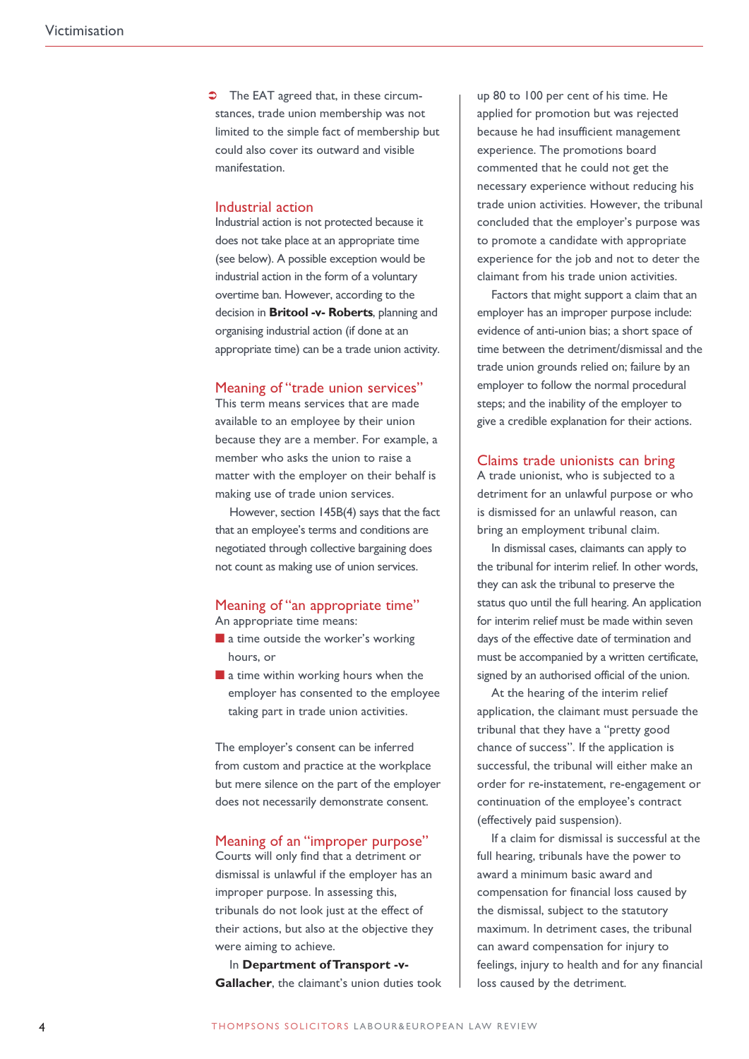➲ The EAT agreed that, in these circumstances, trade union membership was not limited to the simple fact of membership but could also cover its outward and visible manifestation.

## Industrial action

Industrial action is not protected because it does not take place at an appropriate time (see below). A possible exception would be industrial action in the form of a voluntary overtime ban. However, according to the decision in **Britool -v- Roberts**, planning and organising industrial action (if done at an appropriate time) can be a trade union activity.

## Meaning of "trade union services"

This term means services that are made available to an employee by their union because they are a member. For example, a member who asks the union to raise a matter with the employer on their behalf is making use of trade union services.

However, section 145B(4) says that the fact that an employee's terms and conditions are negotiated through collective bargaining does not count as making use of union services.

## Meaning of "an appropriate time"

An appropriate time means:

- a time outside the worker's working hours, or
- a time within working hours when the employer has consented to the employee taking part in trade union activities.

The employer's consent can be inferred from custom and practice at the workplace but mere silence on the part of the employer does not necessarily demonstrate consent.

## Meaning of an "improper purpose"

Courts will only find that a detriment or dismissal is unlawful if the employer has an improper purpose. In assessing this, tribunals do not look just at the effect of their actions, but also at the objective they were aiming to achieve.

In **Department of Transport -v- Gallacher**, the claimant's union duties took up 80 to 100 per cent of his time. He applied for promotion but was rejected because he had insufficient management experience. The promotions board commented that he could not get the necessary experience without reducing his trade union activities. However, the tribunal concluded that the employer's purpose was to promote a candidate with appropriate experience for the job and not to deter the claimant from his trade union activities.

Factors that might support a claim that an employer has an improper purpose include: evidence of anti-union bias; a short space of time between the detriment/dismissal and the trade union grounds relied on; failure by an employer to follow the normal procedural steps; and the inability of the employer to give a credible explanation for their actions.

## Claims trade unionists can bring

A trade unionist, who is subjected to a detriment for an unlawful purpose or who is dismissed for an unlawful reason, can bring an employment tribunal claim.

In dismissal cases, claimants can apply to the tribunal for interim relief. In other words, they can ask the tribunal to preserve the status quo until the full hearing. An application for interim relief must be made within seven days of the effective date of termination and must be accompanied by a written certificate, signed by an authorised official of the union.

At the hearing of the interim relief application, the claimant must persuade the tribunal that they have a "pretty good chance of success". If the application is successful, the tribunal will either make an order for re-instatement, re-engagement or continuation of the employee's contract (effectively paid suspension).

If a claim for dismissal is successful at the full hearing, tribunals have the power to award a minimum basic award and compensation for financial loss caused by the dismissal, subject to the statutory maximum. In detriment cases, the tribunal can award compensation for injury to feelings, injury to health and for any financial loss caused by the detriment.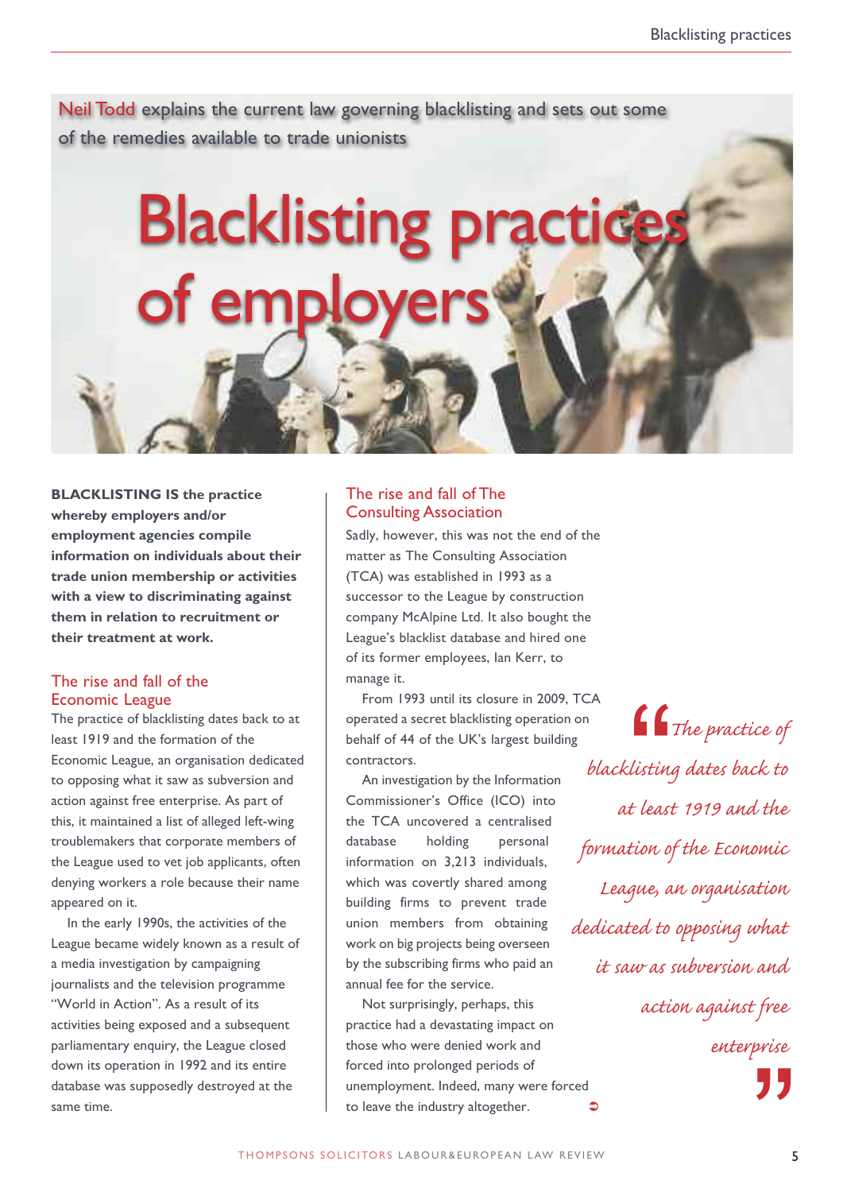Neil Todd explains the current law governing blacklisting and sets out some of the remedies available to trade unionists

# Blacklisting practices of employers

**BLACKLISTING IS the practice whereby employers and/or employment agencies compile information on individuals about their trade union membership or activities with a view to discriminating against them in relation to recruitment or their treatment at work.**

## The rise and fall of the Economic League

The practice of blacklisting dates back to at least 1919 and the formation of the Economic League, an organisation dedicated to opposing what it saw as subversion and action against free enterprise. As part of this, it maintained a list of alleged left-wing troublemakers that corporate members of the League used to vet job applicants, often denying workers a role because their name appeared on it.

In the early 1990s, the activities of the League became widely known as a result of a media investigation by campaigning journalists and the television programme "World in Action". As a result of its activities being exposed and a subsequent parliamentary enquiry, the League closed down its operation in 1992 and its entire database was supposedly destroyed at the same time.

## The rise and fall of The Consulting Association

Sadly, however, this was not the end of the matter as The Consulting Association (TCA) was established in 1993 as a successor to the League by construction company McAlpine Ltd. It also bought the League's blacklist database and hired one of its former employees, Ian Kerr, to manage it.

From 1993 until its closure in 2009, TCA operated a secret blacklisting operation on behalf of 44 of the UK's largest building contractors.

An investigation by the Information Commissioner's Office (ICO) into the TCA uncovered a centralised database holding personal information on 3,213 individuals, which was covertly shared among building firms to prevent trade union members from obtaining work on big projects being overseen by the subscribing firms who paid an annual fee for the service.

Not surprisingly, perhaps, this practice had a devastating impact on those who were denied work and forced into prolonged periods of unemployment. Indeed, many were forced to leave the industry altogether.

> *"The practice of blacklisting dates back to at least 1919 and the formation of the Economic League, an organisation dedicated to opposing what it saw as subversion and action against free enterprise"*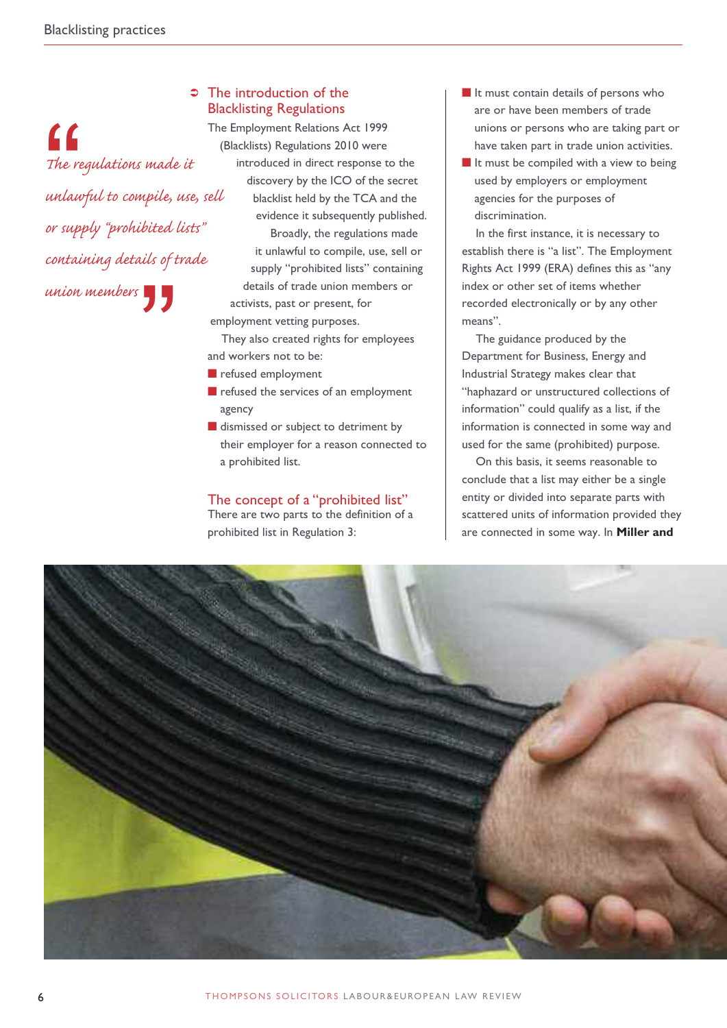> *The regulations made it unlawful to compile, use, sell or supply "prohibited lists" containing details of trade union members*

## The introduction of the Blacklisting Regulations

The Employment Relations Act 1999 (Blacklists) Regulations 2010 were introduced in direct response to the discovery by the ICO of the secret blacklist held by the TCA and the evidence it subsequently published.

Broadly, the regulations made it unlawful to compile, use, sell or supply "prohibited lists" containing details of trade union members or activists, past or present, for employment vetting purposes.

They also created rights for employees and workers not to be:

- refused employment
- refused the services of an employment agency
- dismissed or subject to detriment by their employer for a reason connected to a prohibited list.

## The concept of a "prohibited list"

There are two parts to the definition of a prohibited list in Regulation 3:

- It must contain details of persons who are or have been members of trade unions or persons who are taking part or have taken part in trade union activities.
- It must be compiled with a view to being used by employers or employment agencies for the purposes of discrimination.

In the first instance, it is necessary to establish there is "a list". The Employment Rights Act 1999 (ERA) defines this as "any index or other set of items whether recorded electronically or by any other means".

The guidance produced by the Department for Business, Energy and Industrial Strategy makes clear that "haphazard or unstructured collections of information" could qualify as a list, if the information is connected in some way and used for the same (prohibited) purpose.

On this basis, it seems reasonable to conclude that a list may either be a single entity or divided into separate parts with scattered units of information provided they are connected in some way. In **Miller and**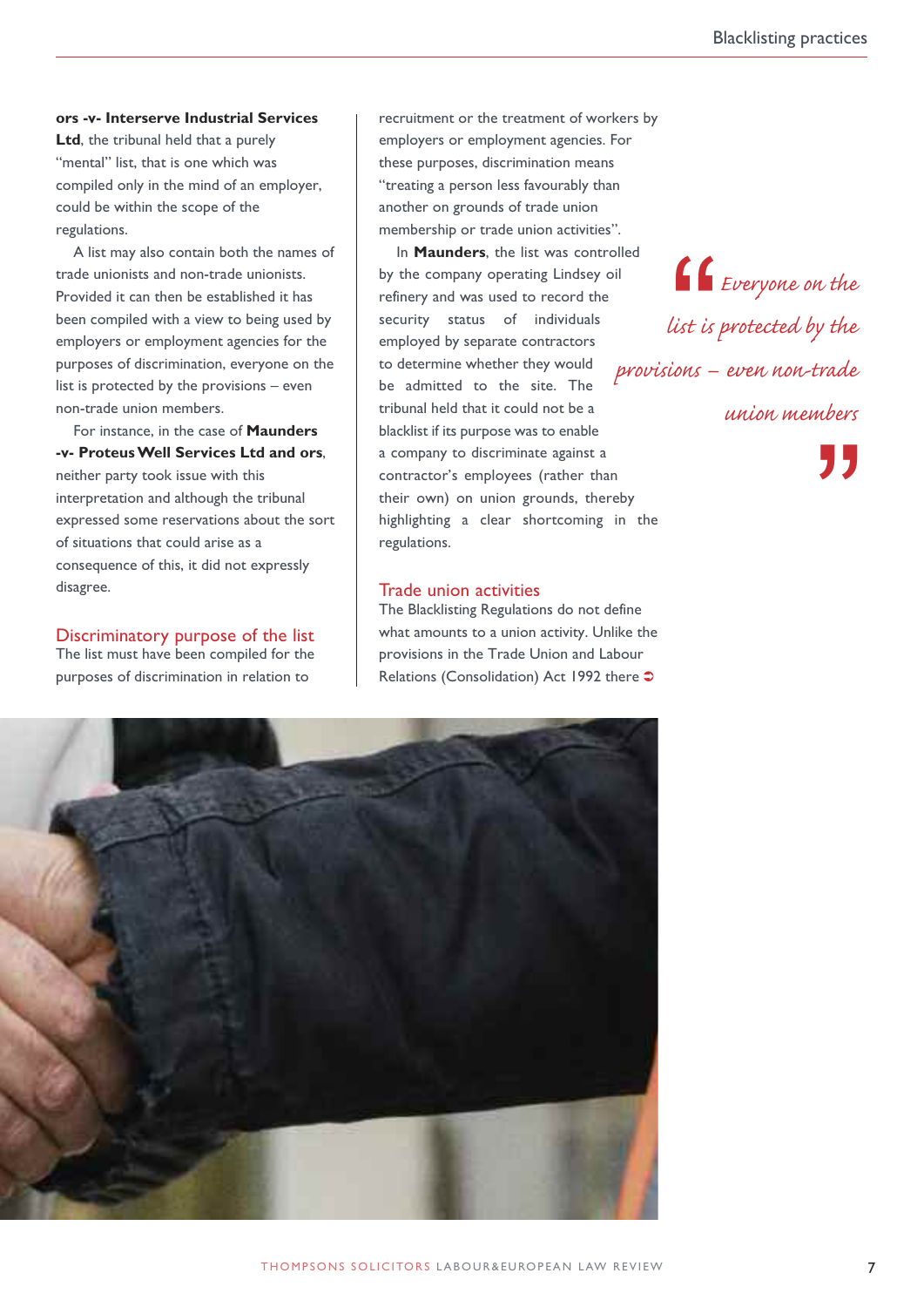**ors -v- Interserve Industrial Services Ltd**, the tribunal held that a purely "mental" list, that is one which was compiled only in the mind of an employer, could be within the scope of the regulations.

A list may also contain both the names of trade unionists and non-trade unionists. Provided it can then be established it has been compiled with a view to being used by employers or employment agencies for the purposes of discrimination, everyone on the list is protected by the provisions – even non-trade union members.

For instance, in the case of **Maunders -v- Proteus Well Services Ltd and ors**, neither party took issue with this interpretation and although the tribunal expressed some reservations about the sort of situations that could arise as a consequence of this, it did not expressly disagree.

## Discriminatory purpose of the list

The list must have been compiled for the purposes of discrimination in relation to recruitment or the treatment of workers by employers or employment agencies. For these purposes, discrimination means "treating a person less favourably than another on grounds of trade union membership or trade union activities".

In **Maunders**, the list was controlled by the company operating Lindsey oil refinery and was used to record the security status of individuals employed by separate contractors to determine whether they would be admitted to the site. The tribunal held that it could not be a blacklist if its purpose was to enable a company to discriminate against a contractor's employees (rather than their own) on union grounds, thereby highlighting a clear shortcoming in the regulations.

> *"Everyone on the list is protected by the provisions – even non-trade union members"*

## Trade union activities

The Blacklisting Regulations do not define what amounts to a union activity. Unlike the provisions in the Trade Union and Labour Relations (Consolidation) Act 1992 there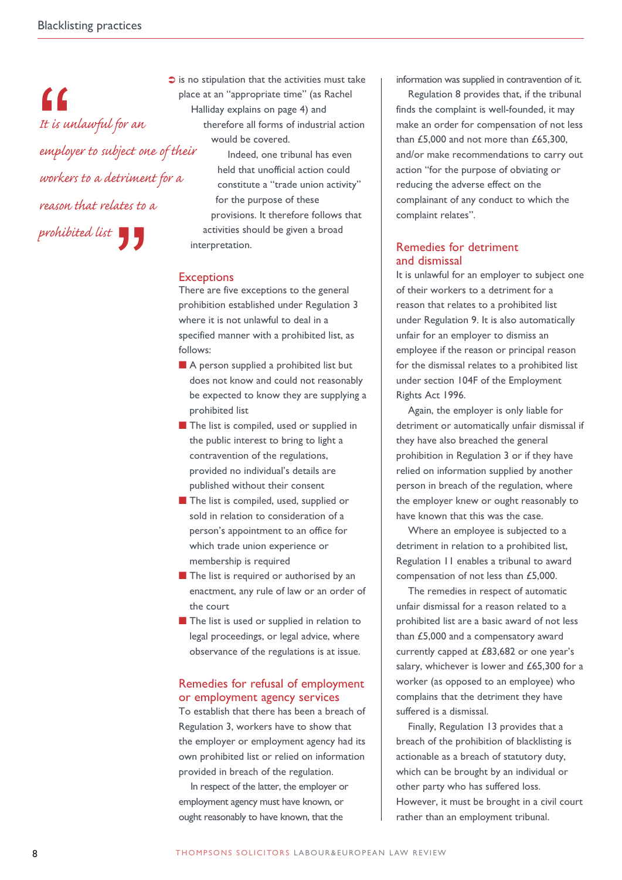> *It is unlawful for an employer to subject one of their workers to a detriment for a reason that relates to a prohibited list*

is no stipulation that the activities must take place at an "appropriate time" (as Rachel Halliday explains on page 4) and therefore all forms of industrial action would be covered.

Indeed, one tribunal has even held that unofficial action could constitute a "trade union activity" for the purpose of these provisions. It therefore follows that activities should be given a broad interpretation.

## Exceptions

There are five exceptions to the general prohibition established under Regulation 3 where it is not unlawful to deal in a specified manner with a prohibited list, as follows:

- A person supplied a prohibited list but does not know and could not reasonably be expected to know they are supplying a prohibited list
- The list is compiled, used or supplied in the public interest to bring to light a contravention of the regulations, provided no individual's details are published without their consent
- The list is compiled, used, supplied or sold in relation to consideration of a person's appointment to an office for which trade union experience or membership is required
- The list is required or authorised by an enactment, any rule of law or an order of the court
- The list is used or supplied in relation to legal proceedings, or legal advice, where observance of the regulations is at issue.

## Remedies for refusal of employment or employment agency services

To establish that there has been a breach of Regulation 3, workers have to show that the employer or employment agency had its own prohibited list or relied on information provided in breach of the regulation.

In respect of the latter, the employer or employment agency must have known, or ought reasonably to have known, that the information was supplied in contravention of it.

Regulation 8 provides that, if the tribunal finds the complaint is well-founded, it may make an order for compensation of not less than £5,000 and not more than £65,300, and/or make recommendations to carry out action "for the purpose of obviating or reducing the adverse effect on the complainant of any conduct to which the complaint relates".

## Remedies for detriment and dismissal

It is unlawful for an employer to subject one of their workers to a detriment for a reason that relates to a prohibited list under Regulation 9. It is also automatically unfair for an employer to dismiss an employee if the reason or principal reason for the dismissal relates to a prohibited list under section 104F of the Employment Rights Act 1996.

Again, the employer is only liable for detriment or automatically unfair dismissal if they have also breached the general prohibition in Regulation 3 or if they have relied on information supplied by another person in breach of the regulation, where the employer knew or ought reasonably to have known that this was the case.

Where an employee is subjected to a detriment in relation to a prohibited list, Regulation 11 enables a tribunal to award compensation of not less than £5,000.

The remedies in respect of automatic unfair dismissal for a reason related to a prohibited list are a basic award of not less than £5,000 and a compensatory award currently capped at £83,682 or one year's salary, whichever is lower and £65,300 for a worker (as opposed to an employee) who complains that the detriment they have suffered is a dismissal.

Finally, Regulation 13 provides that a breach of the prohibition of blacklisting is actionable as a breach of statutory duty, which can be brought by an individual or other party who has suffered loss. However, it must be brought in a civil court rather than an employment tribunal.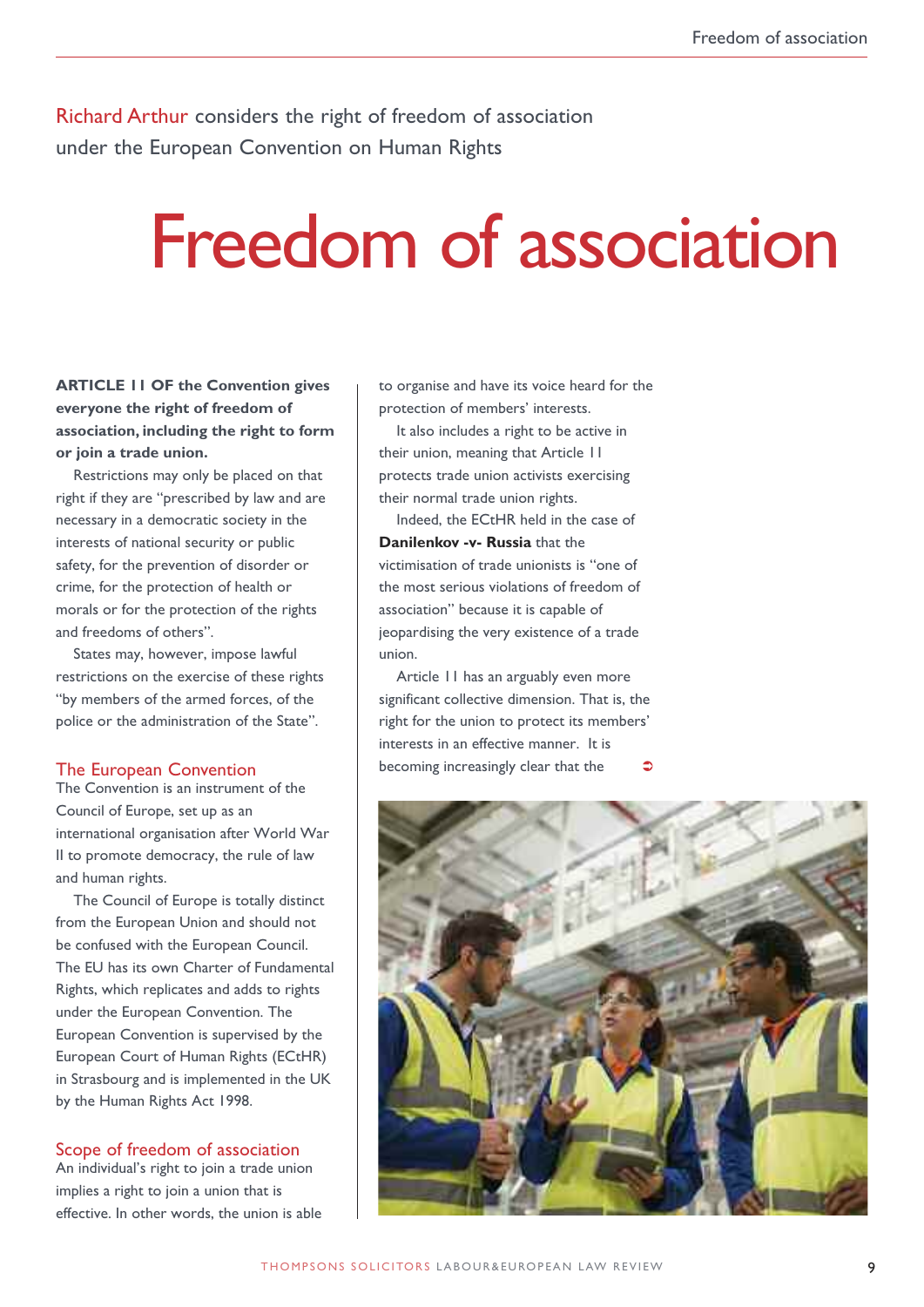Richard Arthur considers the right of freedom of association under the European Convention on Human Rights

# Freedom of association

**ARTICLE 11 OF the Convention gives everyone the right of freedom of association, including the right to form or join a trade union.**

Restrictions may only be placed on that right if they are "prescribed by law and are necessary in a democratic society in the interests of national security or public safety, for the prevention of disorder or crime, for the protection of health or morals or for the protection of the rights and freedoms of others".

States may, however, impose lawful restrictions on the exercise of these rights "by members of the armed forces, of the police or the administration of the State".

## The European Convention

The Convention is an instrument of the Council of Europe, set up as an international organisation after World War II to promote democracy, the rule of law and human rights.

The Council of Europe is totally distinct from the European Union and should not be confused with the European Council. The EU has its own Charter of Fundamental Rights, which replicates and adds to rights under the European Convention. The European Convention is supervised by the European Court of Human Rights (ECtHR) in Strasbourg and is implemented in the UK by the Human Rights Act 1998.

## Scope of freedom of association

An individual's right to join a trade union implies a right to join a union that is effective. In other words, the union is able to organise and have its voice heard for the protection of members' interests.

It also includes a right to be active in their union, meaning that Article 11 protects trade union activists exercising their normal trade union rights.

Indeed, the ECtHR held in the case of **Danilenkov -v- Russia** that the victimisation of trade unionists is "one of the most serious violations of freedom of association" because it is capable of jeopardising the very existence of a trade union.

Article 11 has an arguably even more significant collective dimension. That is, the right for the union to protect its members' interests in an effective manner. It is becoming increasingly clear that the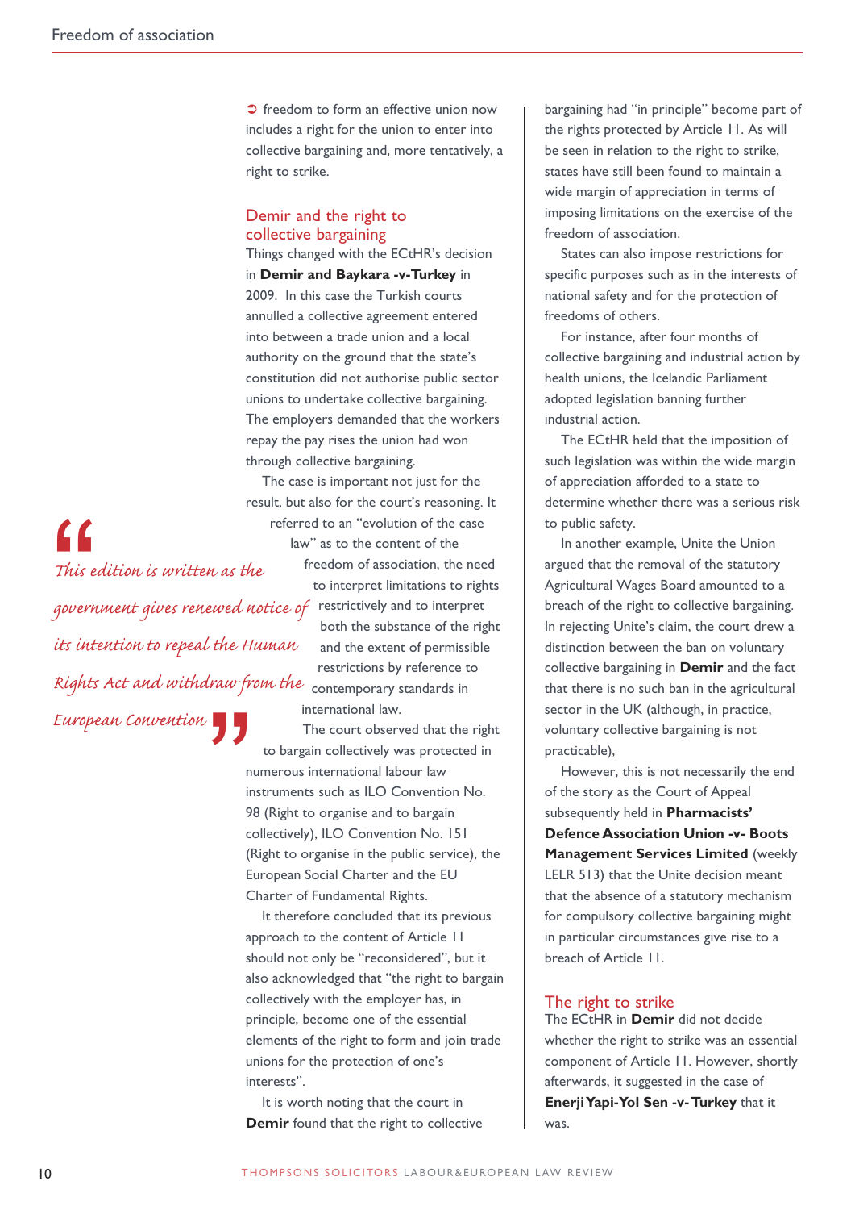➲ freedom to form an effective union now includes a right for the union to enter into collective bargaining and, more tentatively, a right to strike.

## Demir and the right to collective bargaining

Things changed with the ECtHR's decision in **Demir and Baykara -v-Turkey** in 2009. In this case the Turkish courts annulled a collective agreement entered into between a trade union and a local authority on the ground that the state's constitution did not authorise public sector unions to undertake collective bargaining. The employers demanded that the workers repay the pay rises the union had won through collective bargaining.

The case is important not just for the result, but also for the court's reasoning. It referred to an "evolution of the case law" as to the content of the freedom of association, the need to interpret limitations to rights restrictively and to interpret both the substance of the right and the extent of permissible restrictions by reference to contemporary standards in international law.

> *This edition is written as the government gives renewed notice of its intention to repeal the Human Rights Act and withdraw from the European Convention*

The court observed that the right to bargain collectively was protected in numerous international labour law instruments such as ILO Convention No. 98 (Right to organise and to bargain collectively), ILO Convention No. 151 (Right to organise in the public service), the European Social Charter and the EU Charter of Fundamental Rights.

It therefore concluded that its previous approach to the content of Article 11 should not only be "reconsidered", but it also acknowledged that "the right to bargain collectively with the employer has, in principle, become one of the essential elements of the right to form and join trade unions for the protection of one's interests".

It is worth noting that the court in **Demir** found that the right to collective bargaining had "in principle" become part of the rights protected by Article 11. As will be seen in relation to the right to strike, states have still been found to maintain a wide margin of appreciation in terms of imposing limitations on the exercise of the freedom of association.

States can also impose restrictions for specific purposes such as in the interests of national safety and for the protection of freedoms of others.

For instance, after four months of collective bargaining and industrial action by health unions, the Icelandic Parliament adopted legislation banning further industrial action.

The ECtHR held that the imposition of such legislation was within the wide margin of appreciation afforded to a state to determine whether there was a serious risk to public safety.

In another example, Unite the Union argued that the removal of the statutory Agricultural Wages Board amounted to a breach of the right to collective bargaining. In rejecting Unite's claim, the court drew a distinction between the ban on voluntary collective bargaining in **Demir** and the fact that there is no such ban in the agricultural sector in the UK (although, in practice, voluntary collective bargaining is not practicable),

However, this is not necessarily the end of the story as the Court of Appeal subsequently held in **Pharmacists' Defence Association Union -v- Boots Management Services Limited** (weekly LELR 513) that the Unite decision meant that the absence of a statutory mechanism for compulsory collective bargaining might in particular circumstances give rise to a breach of Article 11.

## The right to strike

The ECtHR in **Demir** did not decide whether the right to strike was an essential component of Article 11. However, shortly afterwards, it suggested in the case of **Enerji Yapi-Yol Sen -v- Turkey** that it was.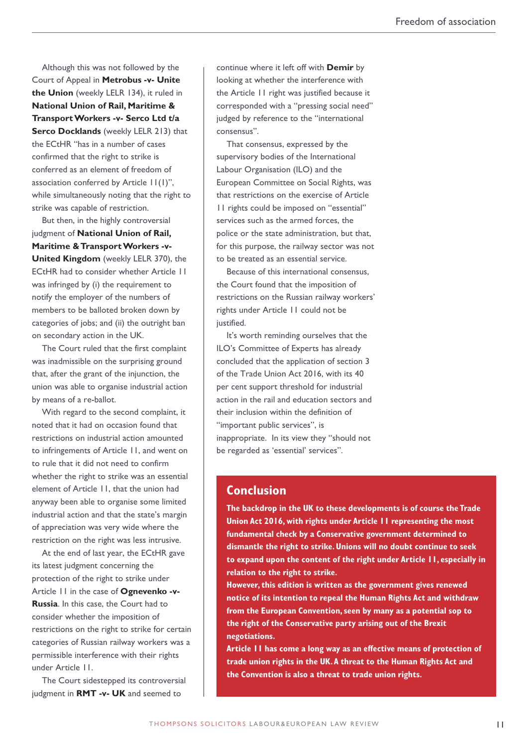Although this was not followed by the Court of Appeal in **Metrobus -v- Unite the Union** (weekly LELR 134), it ruled in **National Union of Rail, Maritime & Transport Workers -v- Serco Ltd t/a Serco Docklands** (weekly LELR 213) that the ECtHR "has in a number of cases confirmed that the right to strike is conferred as an element of freedom of association conferred by Article 11(1)", while simultaneously noting that the right to strike was capable of restriction.

But then, in the highly controversial judgment of **National Union of Rail, Maritime & Transport Workers -v- United Kingdom** (weekly LELR 370), the ECtHR had to consider whether Article 11 was infringed by (i) the requirement to notify the employer of the numbers of members to be balloted broken down by categories of jobs; and (ii) the outright ban on secondary action in the UK.

The Court ruled that the first complaint was inadmissible on the surprising ground that, after the grant of the injunction, the union was able to organise industrial action by means of a re-ballot.

With regard to the second complaint, it noted that it had on occasion found that restrictions on industrial action amounted to infringements of Article 11, and went on to rule that it did not need to confirm whether the right to strike was an essential element of Article 11, that the union had anyway been able to organise some limited industrial action and that the state's margin of appreciation was very wide where the restriction on the right was less intrusive.

At the end of last year, the ECtHR gave its latest judgment concerning the protection of the right to strike under Article 11 in the case of **Ognevenko -v- Russia**. In this case, the Court had to consider whether the imposition of restrictions on the right to strike for certain categories of Russian railway workers was a permissible interference with their rights under Article 11.

The Court sidestepped its controversial judgment in **RMT -v- UK** and seemed to continue where it left off with **Demir** by looking at whether the interference with the Article 11 right was justified because it corresponded with a "pressing social need" judged by reference to the "international consensus".

That consensus, expressed by the supervisory bodies of the International Labour Organisation (ILO) and the European Committee on Social Rights, was that restrictions on the exercise of Article 11 rights could be imposed on "essential" services such as the armed forces, the police or the state administration, but that, for this purpose, the railway sector was not to be treated as an essential service.

Because of this international consensus, the Court found that the imposition of restrictions on the Russian railway workers' rights under Article 11 could not be justified.

It's worth reminding ourselves that the ILO's Committee of Experts has already concluded that the application of section 3 of the Trade Union Act 2016, with its 40 per cent support threshold for industrial action in the rail and education sectors and their inclusion within the definition of "important public services", is inappropriate. In its view they "should not be regarded as 'essential' services".

## Conclusion

**The backdrop in the UK to these developments is of course the Trade Union Act 2016, with rights under Article 11 representing the most fundamental check by a Conservative government determined to dismantle the right to strike. Unions will no doubt continue to seek to expand upon the content of the right under Article 11, especially in relation to the right to strike.**

**However, this edition is written as the government gives renewed notice of its intention to repeal the Human Rights Act and withdraw from the European Convention, seen by many as a potential sop to the right of the Conservative party arising out of the Brexit negotiations.**

**Article 11 has come a long way as an effective means of protection of trade union rights in the UK. A threat to the Human Rights Act and the Convention is also a threat to trade union rights.**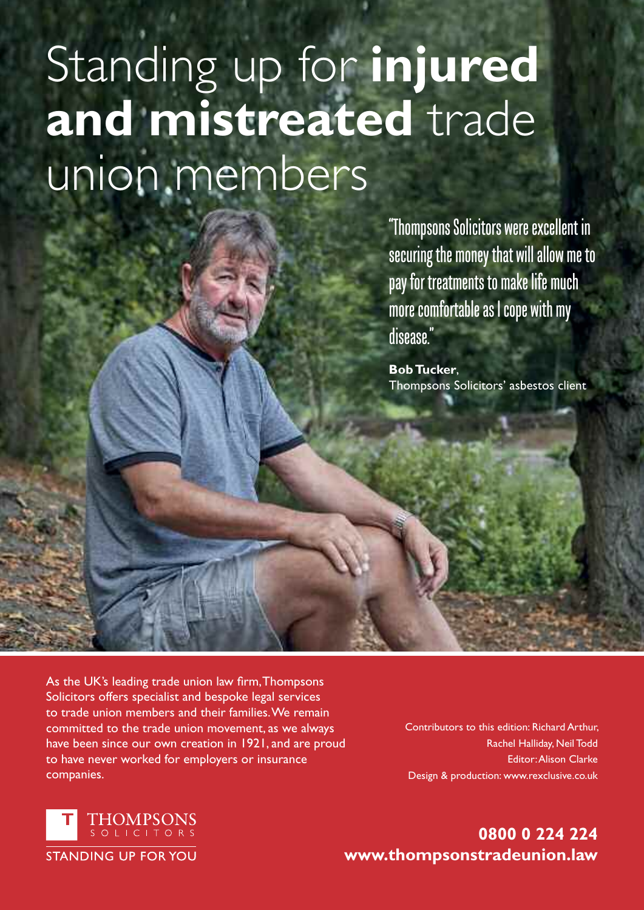# Standing up for **injured and mistreated** trade union members

"Thompsons Solicitors were excellent in securing the money that will allow me to pay for treatments to make life much more comfortable as I cope with my disease."

**Bob Tucker**,
Thompsons Solicitors' asbestos client

As the UK's leading trade union law firm, Thompsons Solicitors offers specialist and bespoke legal services to trade union members and their families. We remain committed to the trade union movement, as we always have been since our own creation in 1921, and are proud to have never worked for employers or insurance companies.

Contributors to this edition: Richard Arthur, Rachel Halliday, Neil Todd
Editor: Alison Clarke
Design & production: www.rexclusive.co.uk

THOMPSONS SOLICITORS
STANDING UP FOR YOU

**0800 0 224 224**
**www.thompsonstradeunion.law**